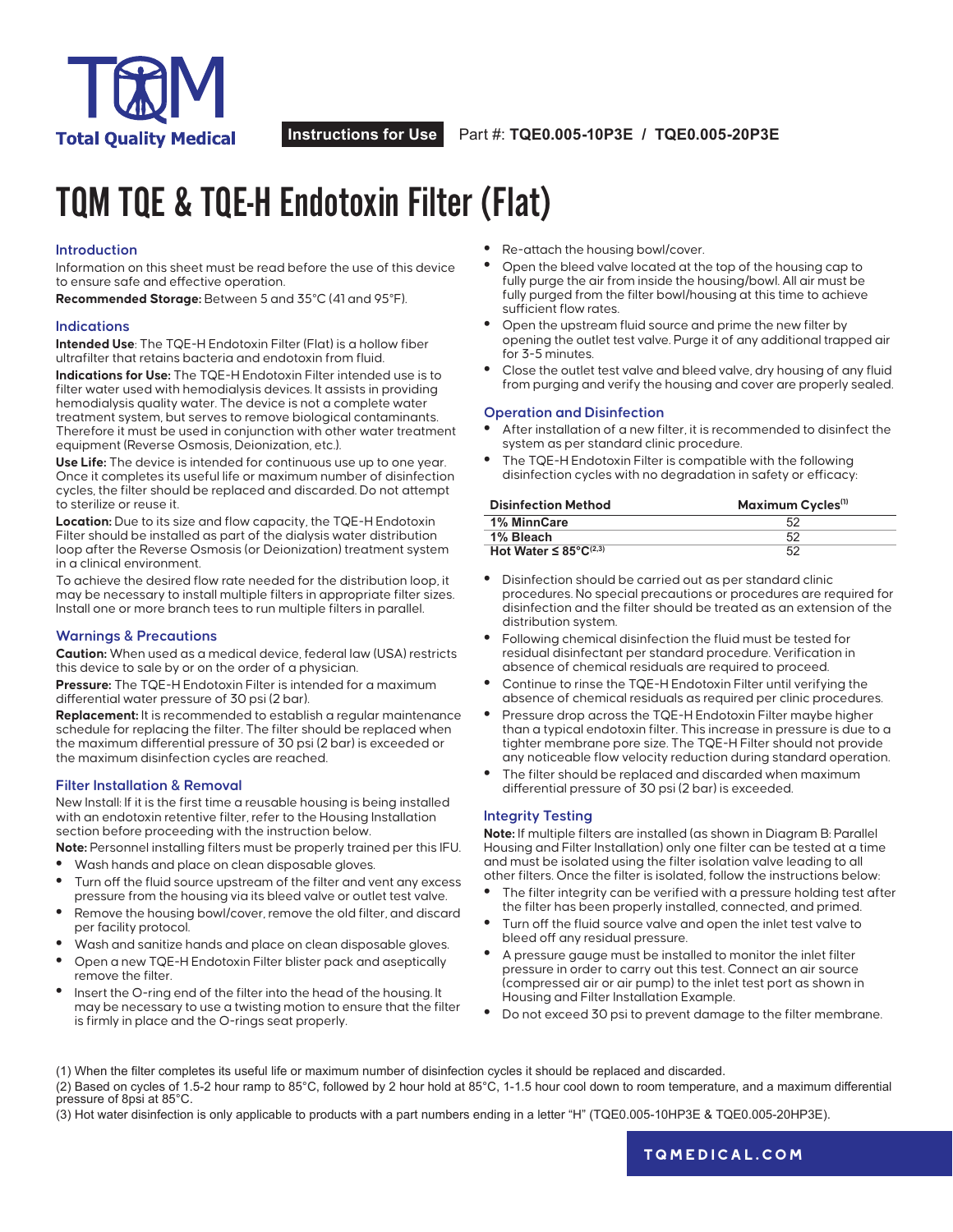**Total Quality Medical**

**Instructions for Use** Part #: **TQE0.005-10P3E / TQE0.005-20P3E**

# TQM TQE & TQE-H Endotoxin Filter (Flat)

## Introduction

Information on this sheet must be read before the use of this device to ensure safe and effective operation.

**Recommended Storage:** Between 5 and 35°C (41 and 95°F).

## Indications

**Intended Use**: The TQE-H Endotoxin Filter (Flat) is a hollow fiber ultrafilter that retains bacteria and endotoxin from fluid.

**Indications for Use:** The TQE-H Endotoxin Filter intended use is to filter water used with hemodialysis devices. It assists in providing hemodialysis quality water. The device is not a complete water treatment system, but serves to remove biological contaminants. Therefore it must be used in conjunction with other water treatment equipment (Reverse Osmosis, Deionization, etc.).

**Use Life:** The device is intended for continuous use up to one year. Once it completes its useful life or maximum number of disinfection cycles, the filter should be replaced and discarded. Do not attempt to sterilize or reuse it.

**Location:** Due to its size and flow capacity, the TQE-H Endotoxin Filter should be installed as part of the dialysis water distribution loop after the Reverse Osmosis (or Deionization) treatment system in a clinical environment.

To achieve the desired flow rate needed for the distribution loop, it may be necessary to install multiple filters in appropriate filter sizes. Install one or more branch tees to run multiple filters in parallel.

## Warnings & Precautions

**Caution:** When used as a medical device, federal law (USA) restricts this device to sale by or on the order of a physician.

**Pressure:** The TQE-H Endotoxin Filter is intended for a maximum differential water pressure of 30 psi (2 bar).

**Replacement:** It is recommended to establish a regular maintenance schedule for replacing the filter. The filter should be replaced when the maximum differential pressure of 30 psi (2 bar) is exceeded or the maximum disinfection cycles are reached.

## Filter Installation & Removal

New Install: If it is the first time a reusable housing is being installed with an endotoxin retentive filter, refer to the Housing Installation section before proceeding with the instruction below.

**Note:** Personnel installing filters must be properly trained per this IFU.

- Wash hands and place on clean disposable gloves.
- Turn off the fluid source upstream of the filter and vent any excess pressure from the housing via its bleed valve or outlet test valve.
- Remove the housing bowl/cover, remove the old filter, and discard per facility protocol.
- Wash and sanitize hands and place on clean disposable gloves.
- Open a new TQE-H Endotoxin Filter blister pack and aseptically remove the filter.
- Insert the O-ring end of the filter into the head of the housing. It may be necessary to use a twisting motion to ensure that the filter is firmly in place and the O-rings seat properly.
- Re-attach the housing bowl/cover.
- Open the bleed valve located at the top of the housing cap to fully purge the air from inside the housing/bowl. All air must be fully purged from the filter bowl/housing at this time to achieve sufficient flow rates.
- Open the upstream fluid source and prime the new filter by opening the outlet test valve. Purge it of any additional trapped air for 3-5 minutes.
- Close the outlet test valve and bleed valve, dry housing of any fluid from purging and verify the housing and cover are properly sealed.

## Operation and Disinfection

- After installation of a new filter, it is recommended to disinfect the system as per standard clinic procedure.
- The TQE-H Endotoxin Filter is compatible with the following disinfection cycles with no degradation in safety or efficacy:

| Disinfection Method | Maximum Cycles[1] |
|---|---|
| **1% MinnCare** | 52 |
| **1% Bleach** | 52 |
| **Hot Water ≤ 85°C[2,3]** | 52 |

- Disinfection should be carried out as per standard clinic procedures. No special precautions or procedures are required for disinfection and the filter should be treated as an extension of the distribution system.
- Following chemical disinfection the fluid must be tested for residual disinfectant per standard procedure. Verification in absence of chemical residuals are required to proceed.
- Continue to rinse the TQE-H Endotoxin Filter until verifying the absence of chemical residuals as required per clinic procedures.
- Pressure drop across the TQE-H Endotoxin Filter maybe higher than a typical endotoxin filter. This increase in pressure is due to a tighter membrane pore size. The TQE-H Filter should not provide any noticeable flow velocity reduction during standard operation.
- The filter should be replaced and discarded when maximum differential pressure of 30 psi (2 bar) is exceeded.

## Integrity Testing

**Note:** If multiple filters are installed (as shown in Diagram B: Parallel Housing and Filter Installation) only one filter can be tested at a time and must be isolated using the filter isolation valve leading to all other filters. Once the filter is isolated, follow the instructions below:

- The filter integrity can be verified with a pressure holding test after the filter has been properly installed, connected, and primed.
- Turn off the fluid source valve and open the inlet test valve to bleed off any residual pressure.
- A pressure gauge must be installed to monitor the inlet filter pressure in order to carry out this test. Connect an air source (compressed air or air pump) to the inlet test port as shown in Housing and Filter Installation Example.
- Do not exceed 30 psi to prevent damage to the filter membrane.

(1) When the filter completes its useful life or maximum number of disinfection cycles it should be replaced and discarded.

(2) Based on cycles of 1.5-2 hour ramp to 85°C, followed by 2 hour hold at 85°C, 1-1.5 hour cool down to room temperature, and a maximum differential pressure of 8psi at 85°C.

(3) Hot water disinfection is only applicable to products with a part numbers ending in a letter "H" (TQE0.005-10HP3E & TQE0.005-20HP3E).

TQMEDICAL.COM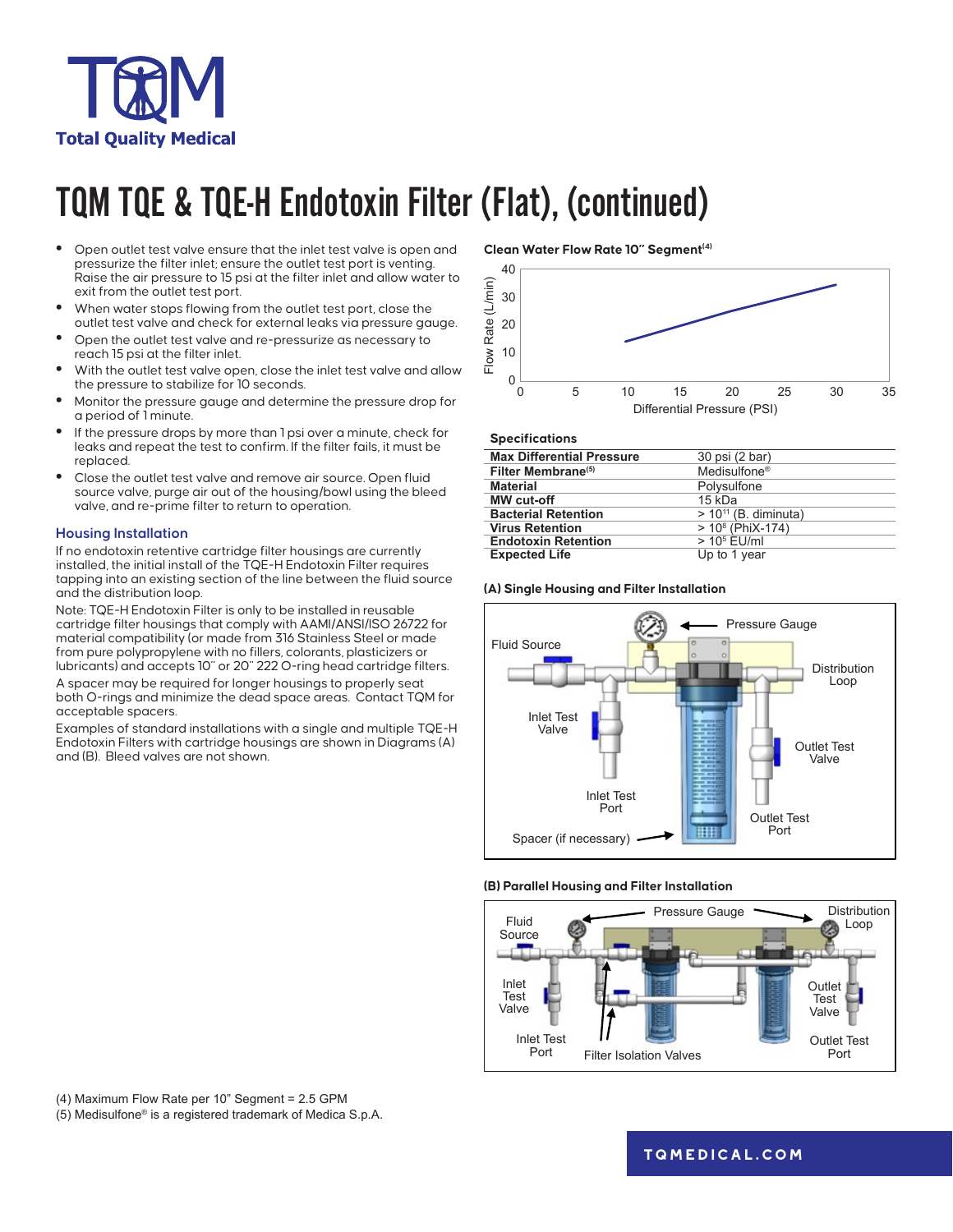# TQM TQE & TQE-H Endotoxin Filter (Flat), (continued)

- Open outlet test valve ensure that the inlet test valve is open and pressurize the filter inlet; ensure the outlet test port is venting. Raise the air pressure to 15 psi at the filter inlet and allow water to exit from the outlet test port.
- When water stops flowing from the outlet test port, close the outlet test valve and check for external leaks via pressure gauge.
- Open the outlet test valve and re-pressurize as necessary to reach 15 psi at the filter inlet.
- With the outlet test valve open, close the inlet test valve and allow the pressure to stabilize for 10 seconds.
- Monitor the pressure gauge and determine the pressure drop for a period of 1 minute.
- If the pressure drops by more than 1 psi over a minute, check for leaks and repeat the test to confirm. If the filter fails, it must be replaced.
- Close the outlet test valve and remove air source. Open fluid source valve, purge air out of the housing/bowl using the bleed valve, and re-prime filter to return to operation.

## Housing Installation

If no endotoxin retentive cartridge filter housings are currently installed, the initial install of the TQE-H Endotoxin Filter requires tapping into an existing section of the line between the fluid source and the distribution loop.

Note: TQE-H Endotoxin Filter is only to be installed in reusable cartridge filter housings that comply with AAMI/ANSI/ISO 26722 for material compatibility (or made from 316 Stainless Steel or made from pure polypropylene with no fillers, colorants, plasticizers or lubricants) and accepts 10" or 20" 222 O-ring head cartridge filters.

A spacer may be required for longer housings to properly seat both O-rings and minimize the dead space areas. Contact TQM for acceptable spacers.

Examples of standard installations with a single and multiple TQE-H Endotoxin Filters with cartridge housings are shown in Diagrams (A) and (B). Bleed valves are not shown.

**Clean Water Flow Rate 10" Segment[4]**

Flow Rate (L/min) vs. Differential Pressure (PSI)

**Specifications**

| | |
|---|---|
| **Max Differential Pressure** | 30 psi (2 bar) |
| **Filter Membrane[5]** | Medisulfone® |
| **Material** | Polysulfone |
| **MW cut-off** | 15 kDa |
| **Bacterial Retention** | > $10^{11}$ (B. diminuta) |
| **Virus Retention** | > $10^{8}$ (PhiX-174) |
| **Endotoxin Retention** | > $10^{5}$ EU/ml |
| **Expected Life** | Up to 1 year |

**(A) Single Housing and Filter Installation**

Pressure Gauge, Fluid Source, Distribution Loop, Inlet Test Valve, Outlet Test Valve, Inlet Test Port, Outlet Test Port, Spacer (if necessary)

**(B) Parallel Housing and Filter Installation**

Fluid Source, Pressure Gauge, Distribution Loop, Inlet Test Valve, Outlet Test Valve, Inlet Test Port, Filter Isolation Valves, Outlet Test Port

(4) Maximum Flow Rate per 10" Segment = 2.5 GPM

(5) Medisulfone® is a registered trademark of Medica S.p.A.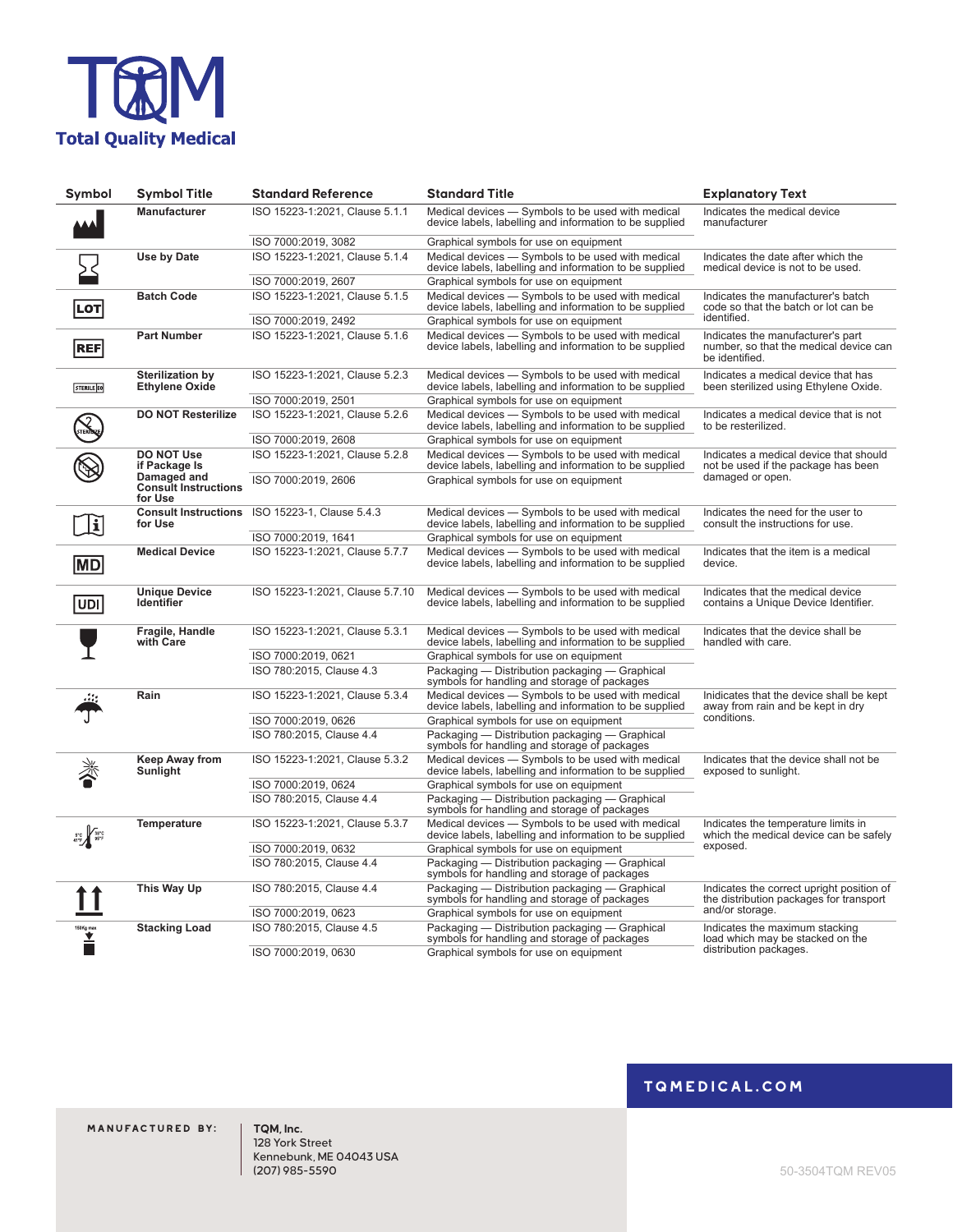# TQM

**Total Quality Medical**

| Symbol | Symbol Title | Standard Reference | Standard Title | Explanatory Text |
|---|---|---|---|---|
| | **Manufacturer** | ISO 15223-1:2021, Clause 5.1.1 | Medical devices — Symbols to be used with medical device labels, labelling and information to be supplied | Indicates the medical device manufacturer |
| | | ISO 7000:2019, 3082 | Graphical symbols for use on equipment | |
| | **Use by Date** | ISO 15223-1:2021, Clause 5.1.4 | Medical devices — Symbols to be used with medical device labels, labelling and information to be supplied | Indicates the date after which the medical device is not to be used. |
| | | ISO 7000:2019, 2607 | Graphical symbols for use on equipment | |
| LOT | **Batch Code** | ISO 15223-1:2021, Clause 5.1.5 | Medical devices — Symbols to be used with medical device labels, labelling and information to be supplied | Indicates the manufacturer's batch code so that the batch or lot can be identified. |
| | | ISO 7000:2019, 2492 | Graphical symbols for use on equipment | |
| REF | **Part Number** | ISO 15223-1:2021, Clause 5.1.6 | Medical devices — Symbols to be used with medical device labels, labelling and information to be supplied | Indicates the manufacturer's part number, so that the medical device can be identified. |
| STERILE EO | **Sterilization by Ethylene Oxide** | ISO 15223-1:2021, Clause 5.2.3 | Medical devices — Symbols to be used with medical device labels, labelling and information to be supplied | Indicates a medical device that has been sterilized using Ethylene Oxide. |
| | | ISO 7000:2019, 2501 | Graphical symbols for use on equipment | |
| STERILIZE | **DO NOT Resterilize** | ISO 15223-1:2021, Clause 5.2.6 | Medical devices — Symbols to be used with medical device labels, labelling and information to be supplied | Indicates a medical device that is not to be resterilized. |
| | | ISO 7000:2019, 2608 | Graphical symbols for use on equipment | |
| | **DO NOT Use if Package Is Damaged and Consult Instructions for Use** | ISO 15223-1:2021, Clause 5.2.8 | Medical devices — Symbols to be used with medical device labels, labelling and information to be supplied | Indicates a medical device that should not be used if the package has been damaged or open. |
| | | ISO 7000:2019, 2606 | Graphical symbols for use on equipment | |
| i | **Consult Instructions for Use** | ISO 15223-1, Clause 5.4.3 | Medical devices — Symbols to be used with medical device labels, labelling and information to be supplied | Indicates the need for the user to consult the instructions for use. |
| | | ISO 7000:2019, 1641 | Graphical symbols for use on equipment | |
| MD | **Medical Device** | ISO 15223-1:2021, Clause 5.7.7 | Medical devices — Symbols to be used with medical device labels, labelling and information to be supplied | Indicates that the item is a medical device. |
| UDI | **Unique Device Identifier** | ISO 15223-1:2021, Clause 5.7.10 | Medical devices — Symbols to be used with medical device labels, labelling and information to be supplied | Indicates that the medical device contains a Unique Device Identifier. |
| | **Fragile, Handle with Care** | ISO 15223-1:2021, Clause 5.3.1 | Medical devices — Symbols to be used with medical device labels, labelling and information to be supplied | Indicates that the device shall be handled with care. |
| | | ISO 7000:2019, 0621 | Graphical symbols for use on equipment | |
| | | ISO 780:2015, Clause 4.3 | Packaging — Distribution packaging — Graphical symbols for handling and storage of packages | |
| | **Rain** | ISO 15223-1:2021, Clause 5.3.4 | Medical devices — Symbols to be used with medical device labels, labelling and information to be supplied | Inidicates that the device shall be kept away from rain and be kept in dry conditions. |
| | | ISO 7000:2019, 0626 | Graphical symbols for use on equipment | |
| | | ISO 780:2015, Clause 4.4 | Packaging — Distribution packaging — Graphical symbols for handling and storage of packages | |
| | **Keep Away from Sunlight** | ISO 15223-1:2021, Clause 5.3.2 | Medical devices — Symbols to be used with medical device labels, labelling and information to be supplied | Indicates that the device shall not be exposed to sunlight. |
| | | ISO 7000:2019, 0624 | Graphical symbols for use on equipment | |
| | | ISO 780:2015, Clause 4.4 | Packaging — Distribution packaging — Graphical symbols for handling and storage of packages | |
| 5°C 41°F 35°C 95°F | **Temperature** | ISO 15223-1:2021, Clause 5.3.7 | Medical devices — Symbols to be used with medical device labels, labelling and information to be supplied | Indicates the temperature limits in which the medical device can be safely exposed. |
| | | ISO 7000:2019, 0632 | Graphical symbols for use on equipment | |
| | | ISO 780:2015, Clause 4.4 | Packaging — Distribution packaging — Graphical symbols for handling and storage of packages | |
| | **This Way Up** | ISO 780:2015, Clause 4.4 | Packaging — Distribution packaging — Graphical symbols for handling and storage of packages | Indicates the correct upright position of the distribution packages for transport and/or storage. |
| | | ISO 7000:2019, 0623 | Graphical symbols for use on equipment | |
| 150Kg max | **Stacking Load** | ISO 780:2015, Clause 4.5 | Packaging — Distribution packaging — Graphical symbols for handling and storage of packages | Indicates the maximum stacking load which may be stacked on the distribution packages. |
| | | ISO 7000:2019, 0630 | Graphical symbols for use on equipment | |

**TQMEDICAL.COM**

**MANUFACTURED BY:**

**TQM, Inc.**
128 York Street
Kennebunk, ME 04043 USA
(207) 985-5590

50-3504TQM REV05